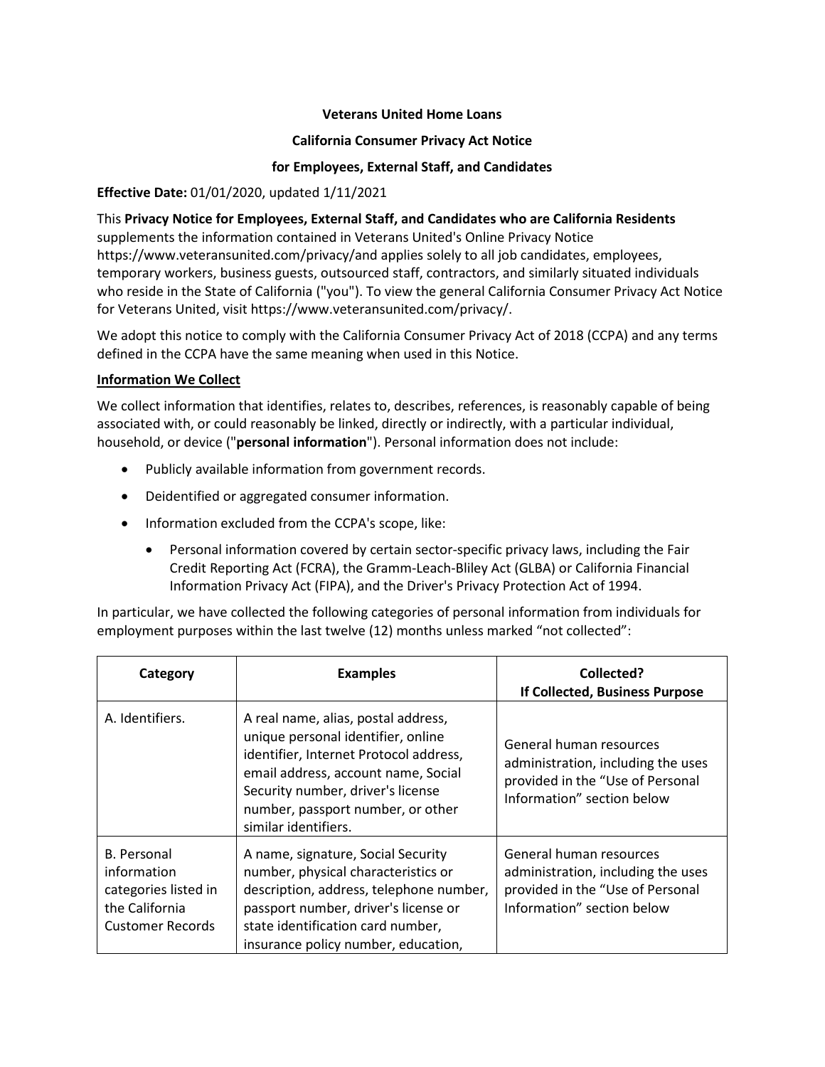**Veterans United Home Loans**

**California Consumer Privacy Act Notice**

**for Employees, External Staff, and Candidates**

**Effective Date:** 01/01/2020, updated 1/11/2021

This **Privacy Notice for Employees, External Staff, and Candidates who are California Residents** supplements the information contained in Veterans United's Online Privacy Notice https://www.veteransunited.com/privacy/and applies solely to all job candidates, employees, temporary workers, business guests, outsourced staff, contractors, and similarly situated individuals who reside in the State of California ("you"). To view the general California Consumer Privacy Act Notice for Veterans United, visit https://www.veteransunited.com/privacy/.

We adopt this notice to comply with the California Consumer Privacy Act of 2018 (CCPA) and any terms defined in the CCPA have the same meaning when used in this Notice.

## Information We Collect

We collect information that identifies, relates to, describes, references, is reasonably capable of being associated with, or could reasonably be linked, directly or indirectly, with a particular individual, household, or device ("**personal information**"). Personal information does not include:

- Publicly available information from government records.
- Deidentified or aggregated consumer information.
- Information excluded from the CCPA's scope, like:
  - Personal information covered by certain sector-specific privacy laws, including the Fair Credit Reporting Act (FCRA), the Gramm-Leach-Bliley Act (GLBA) or California Financial Information Privacy Act (FIPA), and the Driver's Privacy Protection Act of 1994.

In particular, we have collected the following categories of personal information from individuals for employment purposes within the last twelve (12) months unless marked "not collected":

| Category | Examples | Collected? If Collected, Business Purpose |
|---|---|---|
| A. Identifiers. | A real name, alias, postal address, unique personal identifier, online identifier, Internet Protocol address, email address, account name, Social Security number, driver's license number, passport number, or other similar identifiers. | General human resources administration, including the uses provided in the "Use of Personal Information" section below |
| B. Personal information categories listed in the California Customer Records | A name, signature, Social Security number, physical characteristics or description, address, telephone number, passport number, driver's license or state identification card number, insurance policy number, education, | General human resources administration, including the uses provided in the "Use of Personal Information" section below |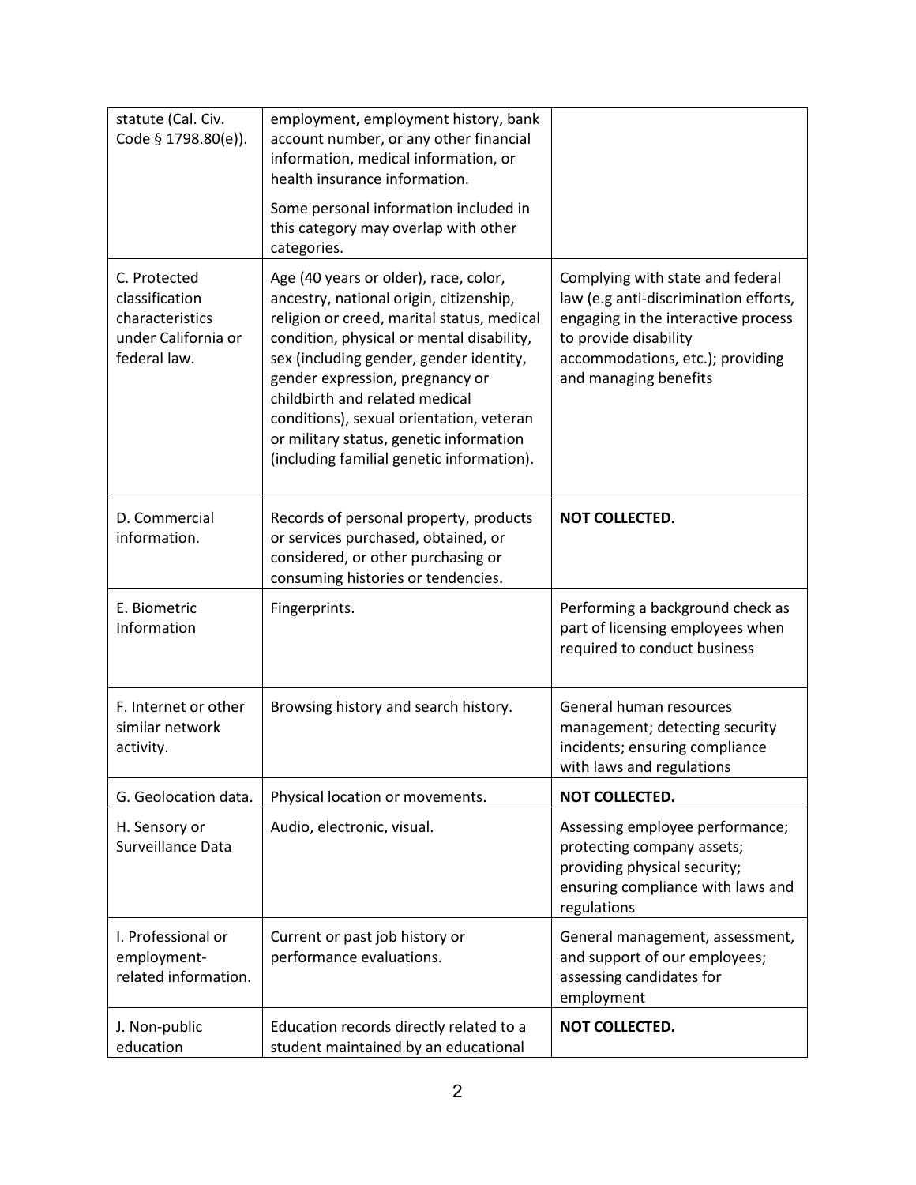| | | |
|---|---|---|
| statute (Cal. Civ. Code § 1798.80(e)). | employment, employment history, bank account number, or any other financial information, medical information, or health insurance information.<br><br>Some personal information included in this category may overlap with other categories. | |
| C. Protected classification characteristics under California or federal law. | Age (40 years or older), race, color, ancestry, national origin, citizenship, religion or creed, marital status, medical condition, physical or mental disability, sex (including gender, gender identity, gender expression, pregnancy or childbirth and related medical conditions), sexual orientation, veteran or military status, genetic information (including familial genetic information). | Complying with state and federal law (e.g anti-discrimination efforts, engaging in the interactive process to provide disability accommodations, etc.); providing and managing benefits |
| D. Commercial information. | Records of personal property, products or services purchased, obtained, or considered, or other purchasing or consuming histories or tendencies. | **NOT COLLECTED.** |
| E. Biometric Information | Fingerprints. | Performing a background check as part of licensing employees when required to conduct business |
| F. Internet or other similar network activity. | Browsing history and search history. | General human resources management; detecting security incidents; ensuring compliance with laws and regulations |
| G. Geolocation data. | Physical location or movements. | **NOT COLLECTED.** |
| H. Sensory or Surveillance Data | Audio, electronic, visual. | Assessing employee performance; protecting company assets; providing physical security; ensuring compliance with laws and regulations |
| I. Professional or employment-related information. | Current or past job history or performance evaluations. | General management, assessment, and support of our employees; assessing candidates for employment |
| J. Non-public education | Education records directly related to a student maintained by an educational | **NOT COLLECTED.** |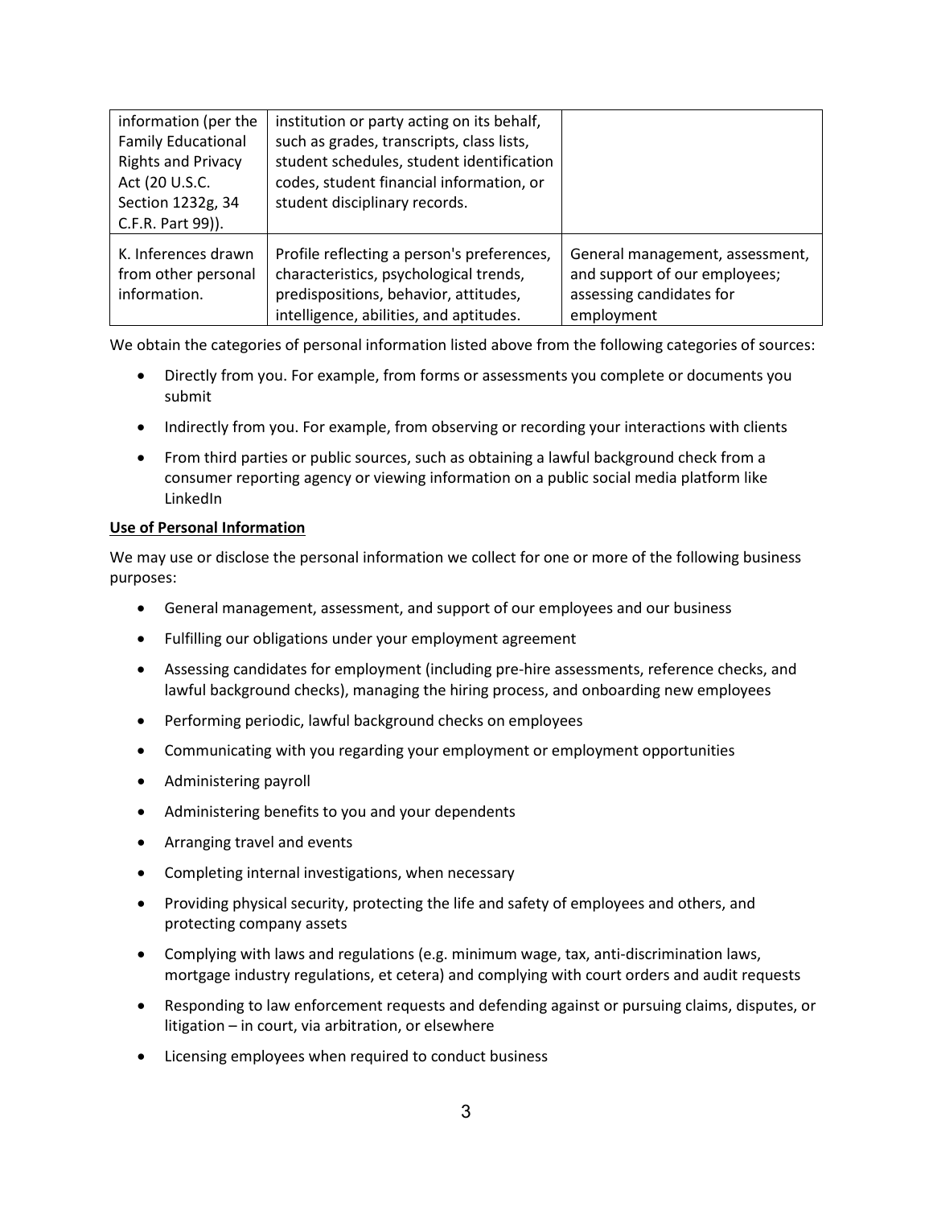| | | |
|---|---|---|
| information (per the Family Educational Rights and Privacy Act (20 U.S.C. Section 1232g, 34 C.F.R. Part 99)). | institution or party acting on its behalf, such as grades, transcripts, class lists, student schedules, student identification codes, student financial information, or student disciplinary records. | |
| K. Inferences drawn from other personal information. | Profile reflecting a person's preferences, characteristics, psychological trends, predispositions, behavior, attitudes, intelligence, abilities, and aptitudes. | General management, assessment, and support of our employees; assessing candidates for employment |

We obtain the categories of personal information listed above from the following categories of sources:

- Directly from you. For example, from forms or assessments you complete or documents you submit
- Indirectly from you. For example, from observing or recording your interactions with clients
- From third parties or public sources, such as obtaining a lawful background check from a consumer reporting agency or viewing information on a public social media platform like LinkedIn

**Use of Personal Information**

We may use or disclose the personal information we collect for one or more of the following business purposes:

- General management, assessment, and support of our employees and our business
- Fulfilling our obligations under your employment agreement
- Assessing candidates for employment (including pre-hire assessments, reference checks, and lawful background checks), managing the hiring process, and onboarding new employees
- Performing periodic, lawful background checks on employees
- Communicating with you regarding your employment or employment opportunities
- Administering payroll
- Administering benefits to you and your dependents
- Arranging travel and events
- Completing internal investigations, when necessary
- Providing physical security, protecting the life and safety of employees and others, and protecting company assets
- Complying with laws and regulations (e.g. minimum wage, tax, anti-discrimination laws, mortgage industry regulations, et cetera) and complying with court orders and audit requests
- Responding to law enforcement requests and defending against or pursuing claims, disputes, or litigation – in court, via arbitration, or elsewhere
- Licensing employees when required to conduct business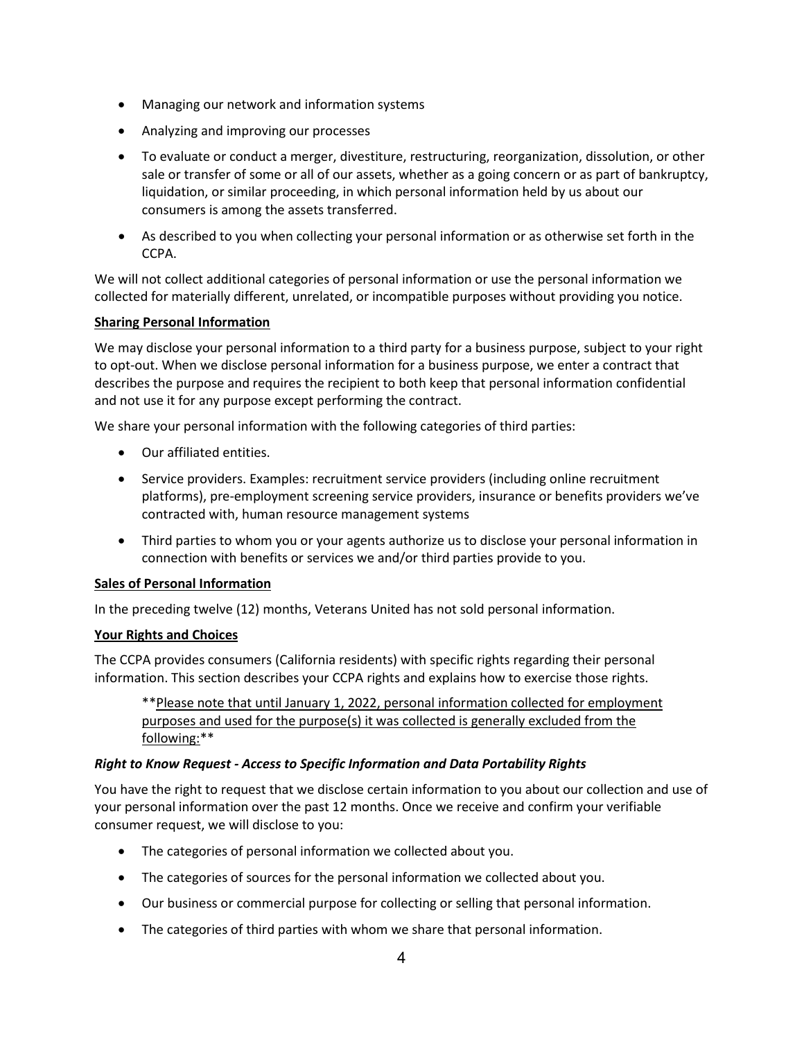- Managing our network and information systems
- Analyzing and improving our processes
- To evaluate or conduct a merger, divestiture, restructuring, reorganization, dissolution, or other sale or transfer of some or all of our assets, whether as a going concern or as part of bankruptcy, liquidation, or similar proceeding, in which personal information held by us about our consumers is among the assets transferred.
- As described to you when collecting your personal information or as otherwise set forth in the CCPA.

We will not collect additional categories of personal information or use the personal information we collected for materially different, unrelated, or incompatible purposes without providing you notice.

**Sharing Personal Information**

We may disclose your personal information to a third party for a business purpose, subject to your right to opt-out. When we disclose personal information for a business purpose, we enter a contract that describes the purpose and requires the recipient to both keep that personal information confidential and not use it for any purpose except performing the contract.

We share your personal information with the following categories of third parties:

- Our affiliated entities.
- Service providers. Examples: recruitment service providers (including online recruitment platforms), pre-employment screening service providers, insurance or benefits providers we've contracted with, human resource management systems
- Third parties to whom you or your agents authorize us to disclose your personal information in connection with benefits or services we and/or third parties provide to you.

**Sales of Personal Information**

In the preceding twelve (12) months, Veterans United has not sold personal information.

**Your Rights and Choices**

The CCPA provides consumers (California residents) with specific rights regarding their personal information. This section describes your CCPA rights and explains how to exercise those rights.

> **Please note that until January 1, 2022, personal information collected for employment purposes and used for the purpose(s) it was collected is generally excluded from the following:**

***Right to Know Request - Access to Specific Information and Data Portability Rights***

You have the right to request that we disclose certain information to you about our collection and use of your personal information over the past 12 months. Once we receive and confirm your verifiable consumer request, we will disclose to you:

- The categories of personal information we collected about you.
- The categories of sources for the personal information we collected about you.
- Our business or commercial purpose for collecting or selling that personal information.
- The categories of third parties with whom we share that personal information.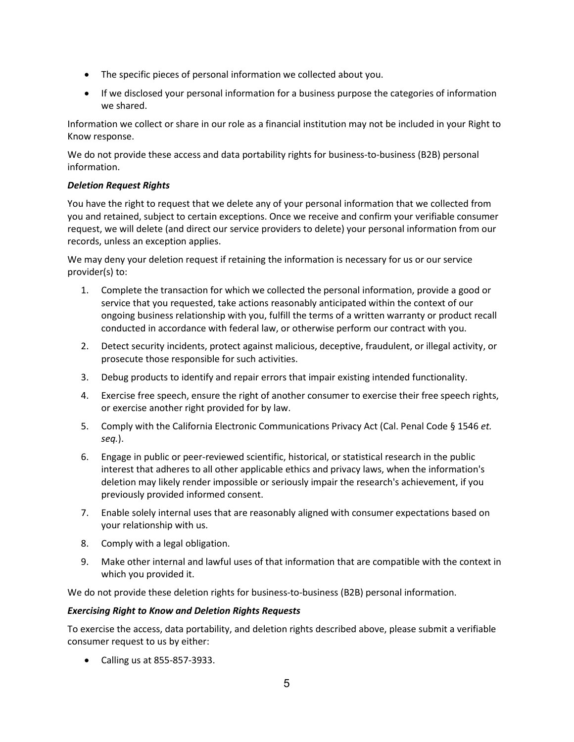- The specific pieces of personal information we collected about you.
- If we disclosed your personal information for a business purpose the categories of information we shared.

Information we collect or share in our role as a financial institution may not be included in your Right to Know response.

We do not provide these access and data portability rights for business-to-business (B2B) personal information.

***Deletion Request Rights***

You have the right to request that we delete any of your personal information that we collected from you and retained, subject to certain exceptions. Once we receive and confirm your verifiable consumer request, we will delete (and direct our service providers to delete) your personal information from our records, unless an exception applies.

We may deny your deletion request if retaining the information is necessary for us or our service provider(s) to:

1. Complete the transaction for which we collected the personal information, provide a good or service that you requested, take actions reasonably anticipated within the context of our ongoing business relationship with you, fulfill the terms of a written warranty or product recall conducted in accordance with federal law, or otherwise perform our contract with you.
2. Detect security incidents, protect against malicious, deceptive, fraudulent, or illegal activity, or prosecute those responsible for such activities.
3. Debug products to identify and repair errors that impair existing intended functionality.
4. Exercise free speech, ensure the right of another consumer to exercise their free speech rights, or exercise another right provided for by law.
5. Comply with the California Electronic Communications Privacy Act (Cal. Penal Code § 1546 *et. seq.*).
6. Engage in public or peer-reviewed scientific, historical, or statistical research in the public interest that adheres to all other applicable ethics and privacy laws, when the information's deletion may likely render impossible or seriously impair the research's achievement, if you previously provided informed consent.
7. Enable solely internal uses that are reasonably aligned with consumer expectations based on your relationship with us.
8. Comply with a legal obligation.
9. Make other internal and lawful uses of that information that are compatible with the context in which you provided it.

We do not provide these deletion rights for business-to-business (B2B) personal information.

***Exercising Right to Know and Deletion Rights Requests***

To exercise the access, data portability, and deletion rights described above, please submit a verifiable consumer request to us by either:

- Calling us at 855-857-3933.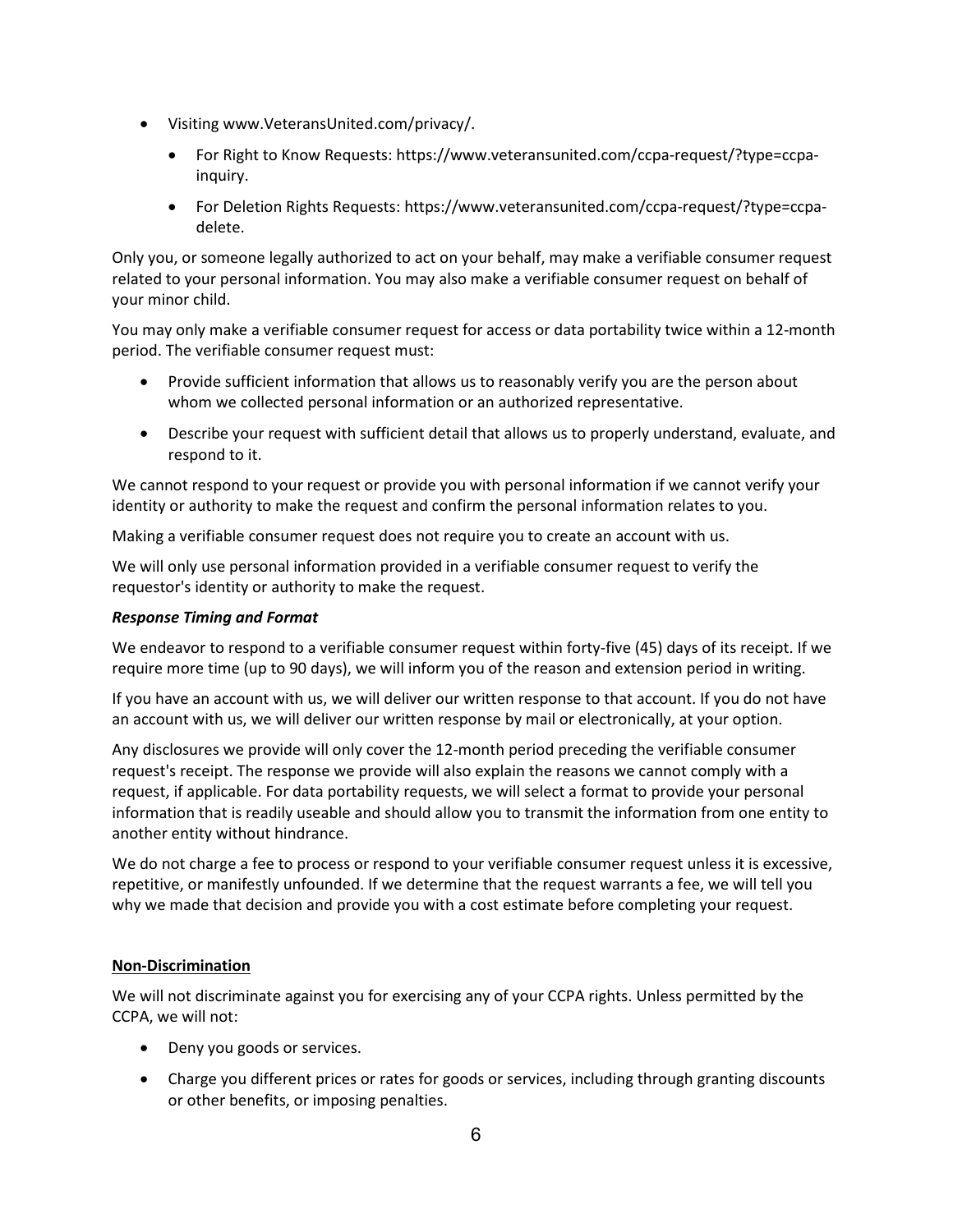- Visiting www.VeteransUnited.com/privacy/.
  - For Right to Know Requests: https://www.veteransunited.com/ccpa-request/?type=ccpa-inquiry.
  - For Deletion Rights Requests: https://www.veteransunited.com/ccpa-request/?type=ccpa-delete.

Only you, or someone legally authorized to act on your behalf, may make a verifiable consumer request related to your personal information. You may also make a verifiable consumer request on behalf of your minor child.

You may only make a verifiable consumer request for access or data portability twice within a 12-month period. The verifiable consumer request must:

- Provide sufficient information that allows us to reasonably verify you are the person about whom we collected personal information or an authorized representative.
- Describe your request with sufficient detail that allows us to properly understand, evaluate, and respond to it.

We cannot respond to your request or provide you with personal information if we cannot verify your identity or authority to make the request and confirm the personal information relates to you.

Making a verifiable consumer request does not require you to create an account with us.

We will only use personal information provided in a verifiable consumer request to verify the requestor's identity or authority to make the request.

***Response Timing and Format***

We endeavor to respond to a verifiable consumer request within forty-five (45) days of its receipt. If we require more time (up to 90 days), we will inform you of the reason and extension period in writing.

If you have an account with us, we will deliver our written response to that account. If you do not have an account with us, we will deliver our written response by mail or electronically, at your option.

Any disclosures we provide will only cover the 12-month period preceding the verifiable consumer request's receipt. The response we provide will also explain the reasons we cannot comply with a request, if applicable. For data portability requests, we will select a format to provide your personal information that is readily useable and should allow you to transmit the information from one entity to another entity without hindrance.

We do not charge a fee to process or respond to your verifiable consumer request unless it is excessive, repetitive, or manifestly unfounded. If we determine that the request warrants a fee, we will tell you why we made that decision and provide you with a cost estimate before completing your request.

**<u>Non-Discrimination</u>**

We will not discriminate against you for exercising any of your CCPA rights. Unless permitted by the CCPA, we will not:

- Deny you goods or services.
- Charge you different prices or rates for goods or services, including through granting discounts or other benefits, or imposing penalties.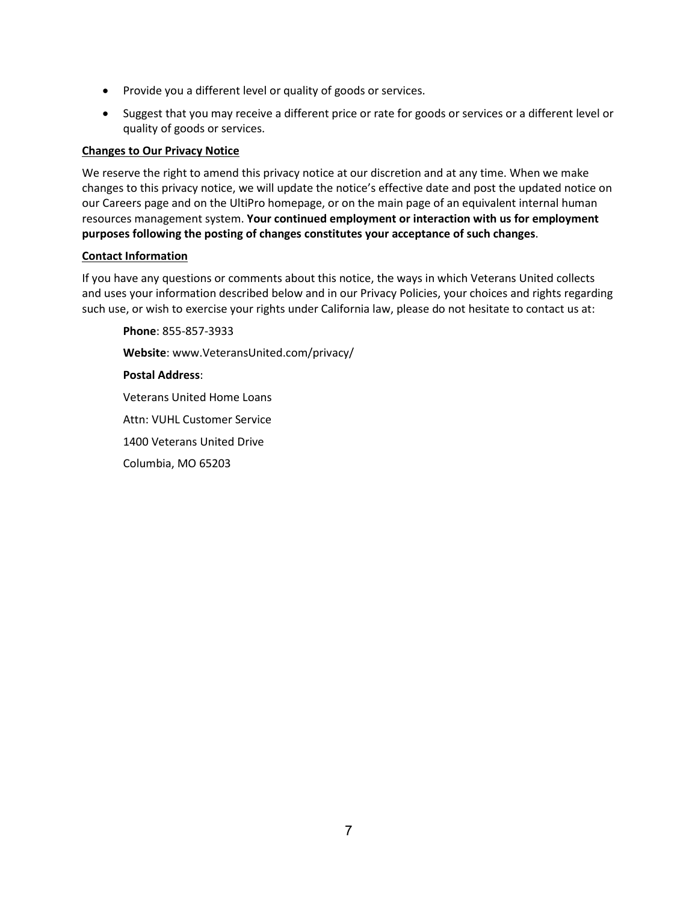- Provide you a different level or quality of goods or services.
- Suggest that you may receive a different price or rate for goods or services or a different level or quality of goods or services.

**Changes to Our Privacy Notice**

We reserve the right to amend this privacy notice at our discretion and at any time. When we make changes to this privacy notice, we will update the notice's effective date and post the updated notice on our Careers page and on the UltiPro homepage, or on the main page of an equivalent internal human resources management system. **Your continued employment or interaction with us for employment purposes following the posting of changes constitutes your acceptance of such changes**.

**Contact Information**

If you have any questions or comments about this notice, the ways in which Veterans United collects and uses your information described below and in our Privacy Policies, your choices and rights regarding such use, or wish to exercise your rights under California law, please do not hesitate to contact us at:

**Phone**: 855-857-3933

**Website**: www.VeteransUnited.com/privacy/

**Postal Address**:

Veterans United Home Loans

Attn: VUHL Customer Service

1400 Veterans United Drive

Columbia, MO 65203